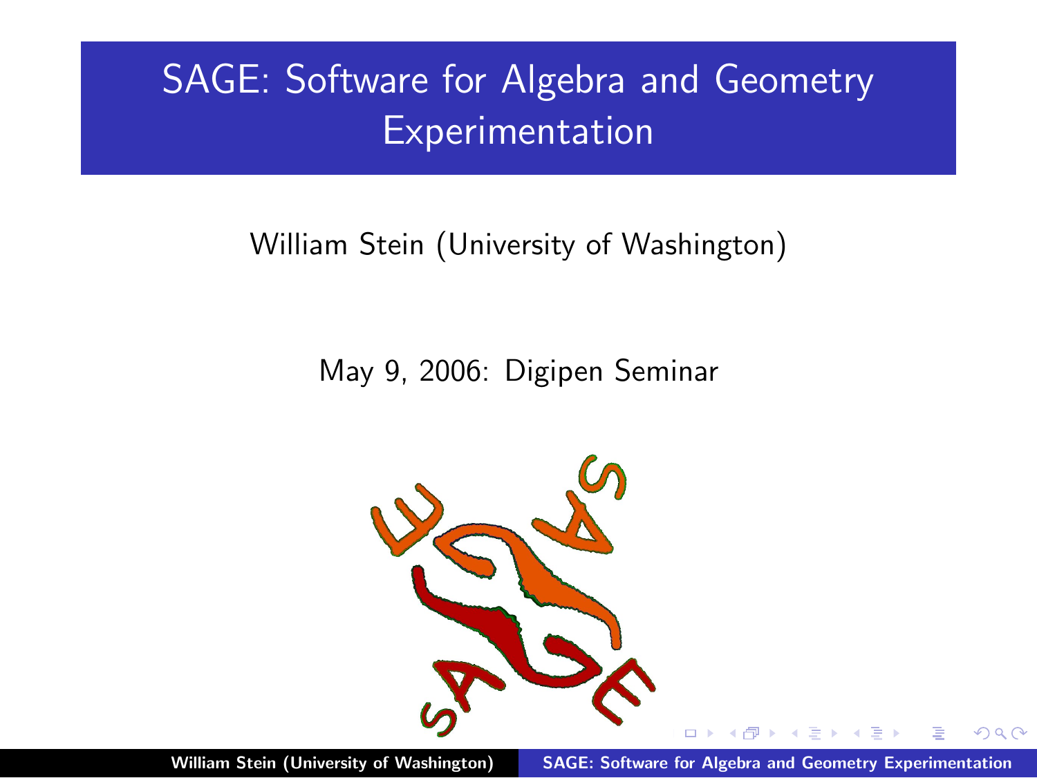# SAGE: Software for Algebra and Geometry Experimentation

William Stein (University of Washington)

May 9, 2006: Digipen Seminar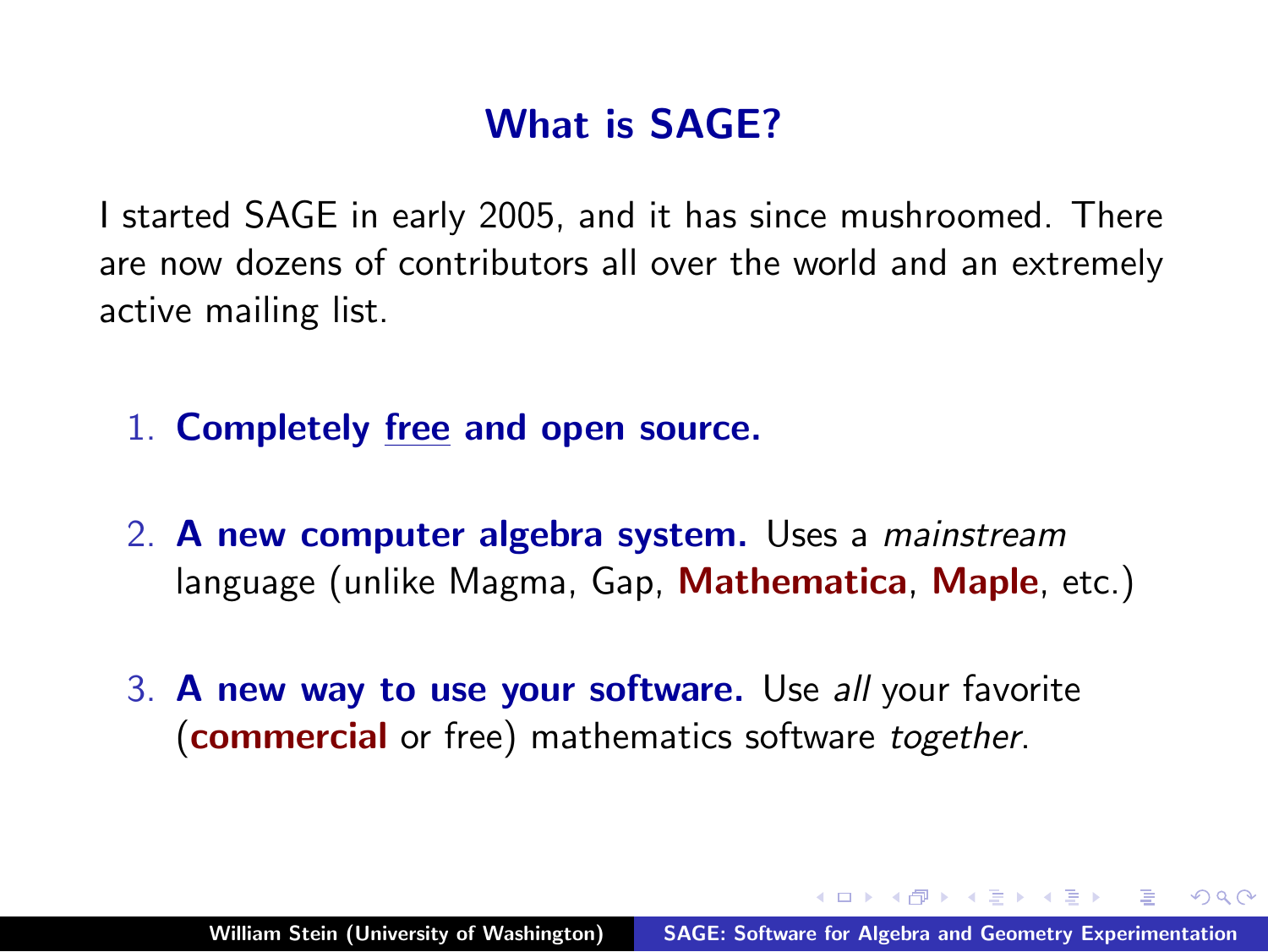## What is SAGE?

I started SAGE in early 2005, and it has since mushroomed. There are now dozens of contributors all over the world and an extremely active mailing list.

1. **Completely free and open source.**
2. **A new computer algebra system.** Uses a *mainstream* language (unlike Magma, Gap, **Mathematica**, **Maple**, etc.)
3. **A new way to use your software.** Use *all* your favorite (**commercial** or free) mathematics software *together*.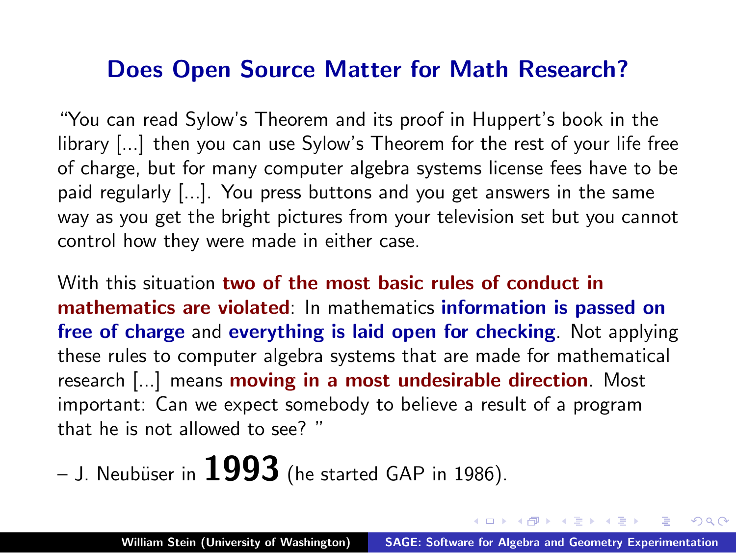# Does Open Source Matter for Math Research?

"You can read Sylow's Theorem and its proof in Huppert's book in the library [...] then you can use Sylow's Theorem for the rest of your life free of charge, but for many computer algebra systems license fees have to be paid regularly [...]. You press buttons and you get answers in the same way as you get the bright pictures from your television set but you cannot control how they were made in either case.

With this situation **two of the most basic rules of conduct in mathematics are violated**: In mathematics **information is passed on free of charge** and **everything is laid open for checking**. Not applying these rules to computer algebra systems that are made for mathematical research [...] means **moving in a most undesirable direction**. Most important: Can we expect somebody to believe a result of a program that he is not allowed to see? "

– J. Neubüser in **1993** (he started GAP in 1986).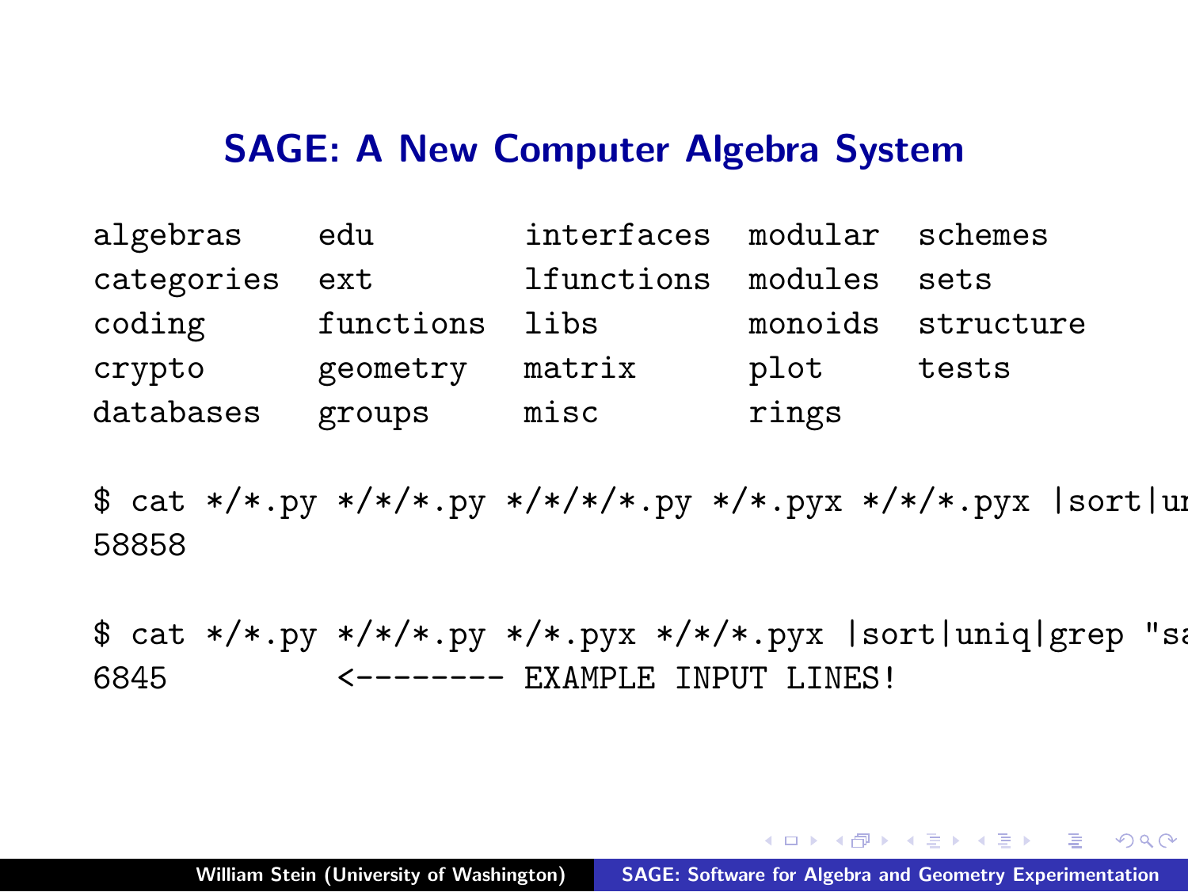## SAGE: A New Computer Algebra System

```
algebras    edu        interfaces modular  schemes
categories  ext        lfunctions modules  sets
coding      functions  libs       monoids  structure
crypto      geometry   matrix     plot     tests
databases   groups     misc       rings
```

```
$ cat */*.py */*/*.py */*/*/*.py */*.pyx */*/*.pyx |sort|un
58858
```

```
$ cat */*.py */*/*.py */*.pyx */*/*.pyx |sort|uniq|grep "sa
6845        <-------- EXAMPLE INPUT LINES!
```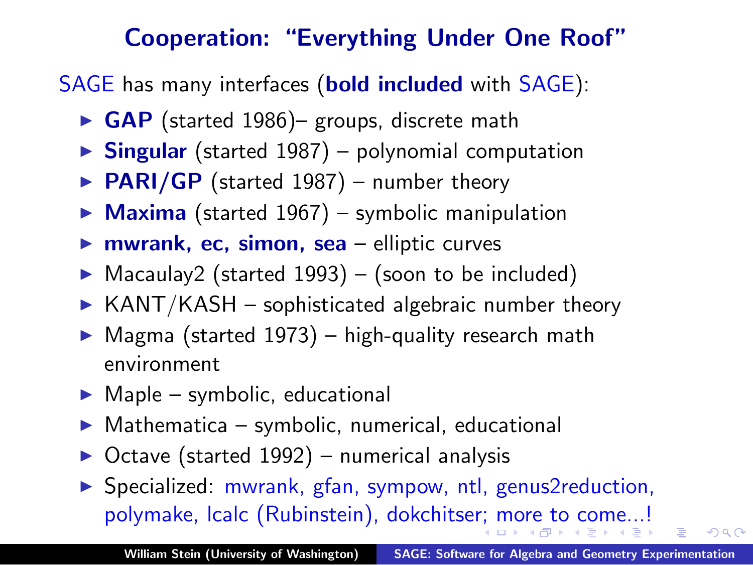## Cooperation: "Everything Under One Roof"

SAGE has many interfaces (**bold included** with SAGE):

- **GAP** (started 1986)– groups, discrete math
- **Singular** (started 1987) – polynomial computation
- **PARI/GP** (started 1987) – number theory
- **Maxima** (started 1967) – symbolic manipulation
- **mwrank, ec, simon, sea** – elliptic curves
- Macaulay2 (started 1993) – (soon to be included)
- KANT/KASH – sophisticated algebraic number theory
- Magma (started 1973) – high-quality research math environment
- Maple – symbolic, educational
- Mathematica – symbolic, numerical, educational
- Octave (started 1992) – numerical analysis
- Specialized: mwrank, gfan, sympow, ntl, genus2reduction, polymake, lcalc (Rubinstein), dokchitser; more to come...!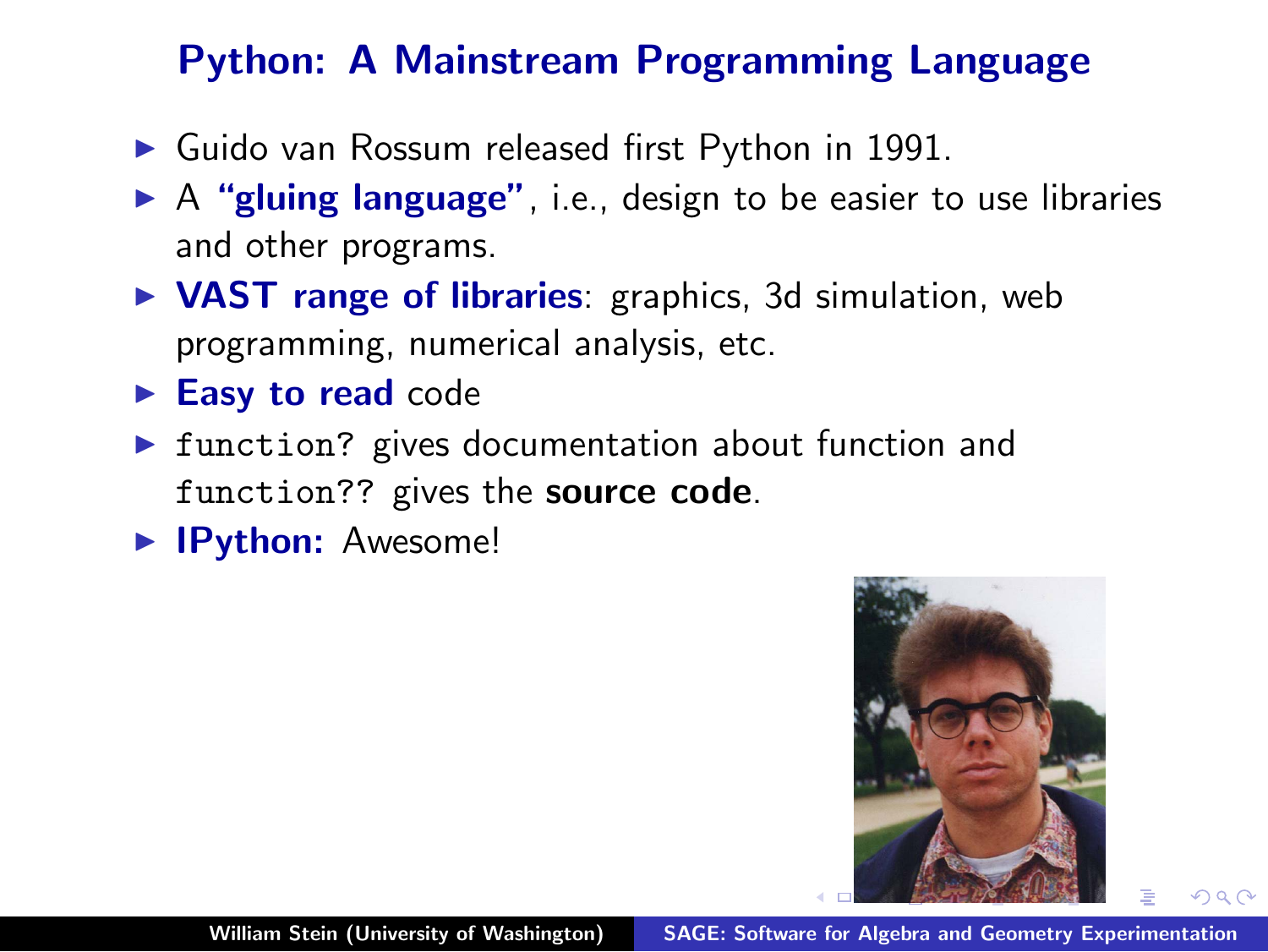# Python: A Mainstream Programming Language

- Guido van Rossum released first Python in 1991.
- A **"gluing language"**, i.e., design to be easier to use libraries and other programs.
- **VAST range of libraries**: graphics, 3d simulation, web programming, numerical analysis, etc.
- **Easy to read** code
- `function?` gives documentation about function and `function??` gives the **source code**.
- **IPython:** Awesome!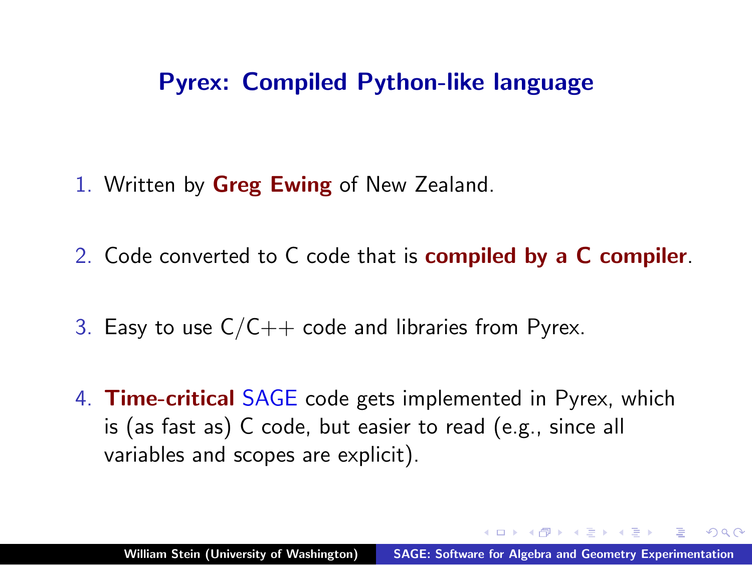## Pyrex: Compiled Python-like language

1. Written by **Greg Ewing** of New Zealand.
2. Code converted to C code that is **compiled by a C compiler**.
3. Easy to use C/C++ code and libraries from Pyrex.
4. **Time-critical** SAGE code gets implemented in Pyrex, which is (as fast as) C code, but easier to read (e.g., since all variables and scopes are explicit).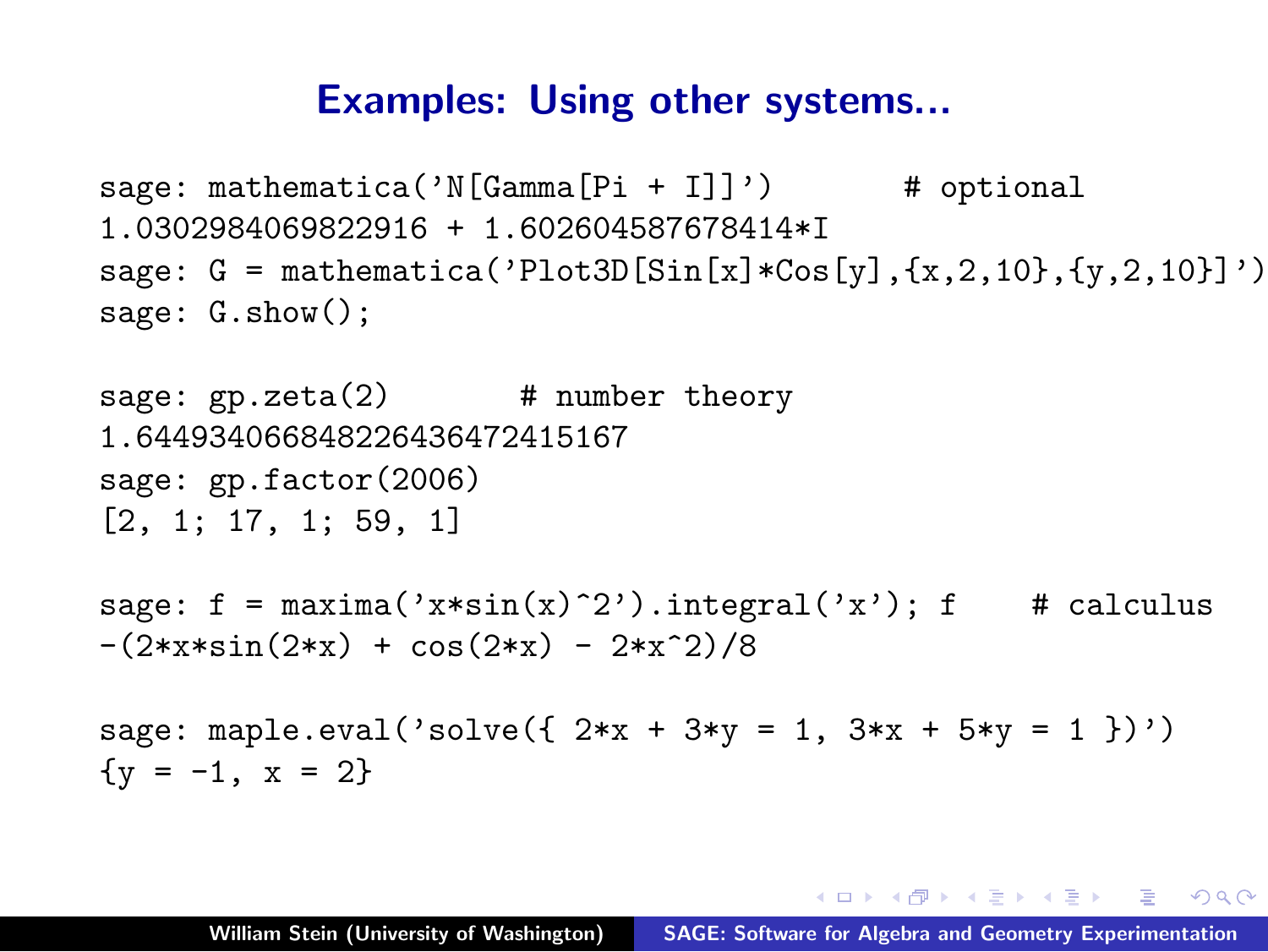## Examples: Using other systems...

```
sage: mathematica('N[Gamma[Pi + I]]')        # optional
1.0302984069822916 + 1.602604587678414*I
sage: G = mathematica('Plot3D[Sin[x]*Cos[y],{x,2,10},{y,2,10}]')
sage: G.show();

sage: gp.zeta(2)       # number theory
1.644934066848226436472415167
sage: gp.factor(2006)
[2, 1; 17, 1; 59, 1]

sage: f = maxima('x*sin(x)^2').integral('x'); f    # calculus
-(2*x*sin(2*x) + cos(2*x) - 2*x^2)/8

sage: maple.eval('solve({ 2*x + 3*y = 1, 3*x + 5*y = 1 })')
{y = -1, x = 2}
```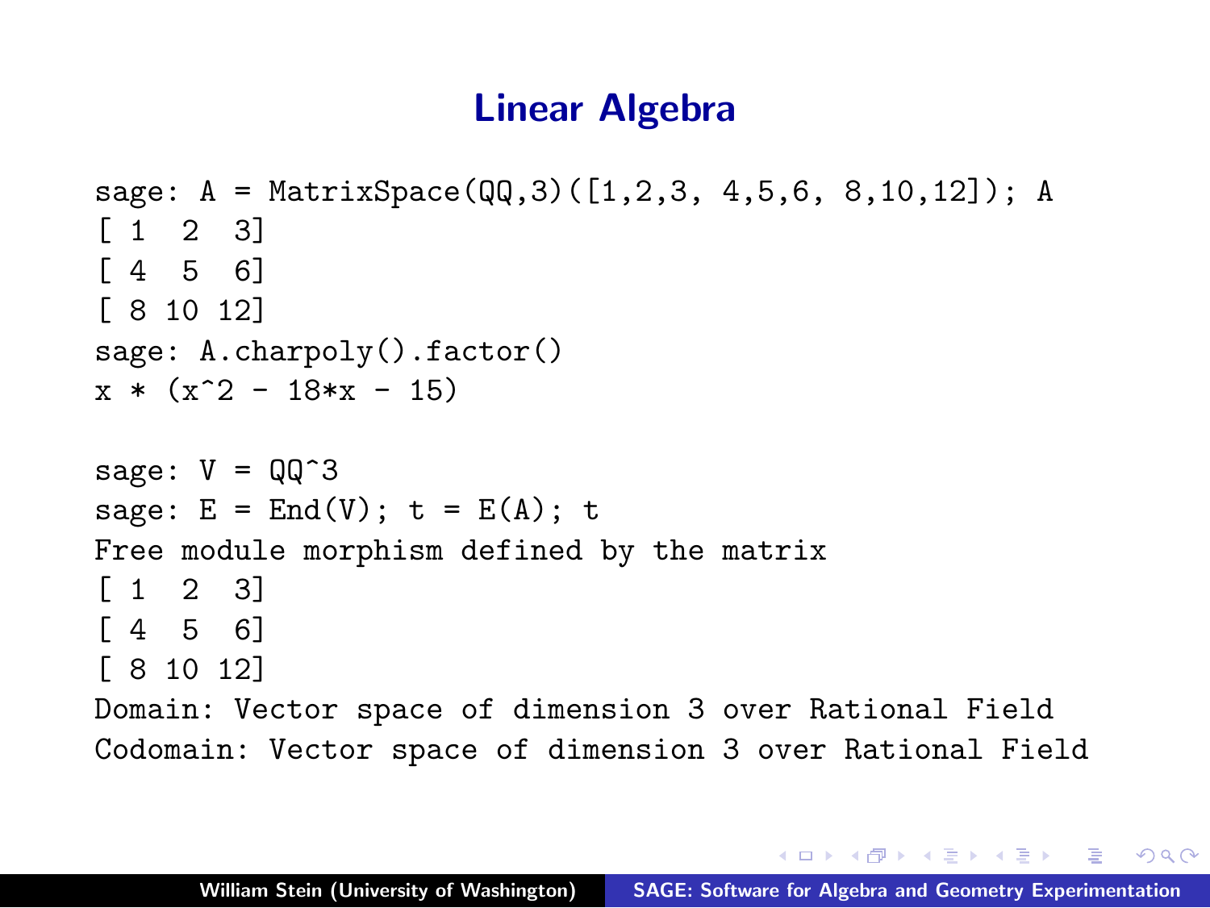# Linear Algebra

```
sage: A = MatrixSpace(QQ,3)([1,2,3, 4,5,6, 8,10,12]); A
[ 1  2  3]
[ 4  5  6]
[ 8 10 12]
sage: A.charpoly().factor()
x * (x^2 - 18*x - 15)

sage: V = QQ^3
sage: E = End(V); t = E(A); t
Free module morphism defined by the matrix
[ 1  2  3]
[ 4  5  6]
[ 8 10 12]
Domain: Vector space of dimension 3 over Rational Field
Codomain: Vector space of dimension 3 over Rational Field
```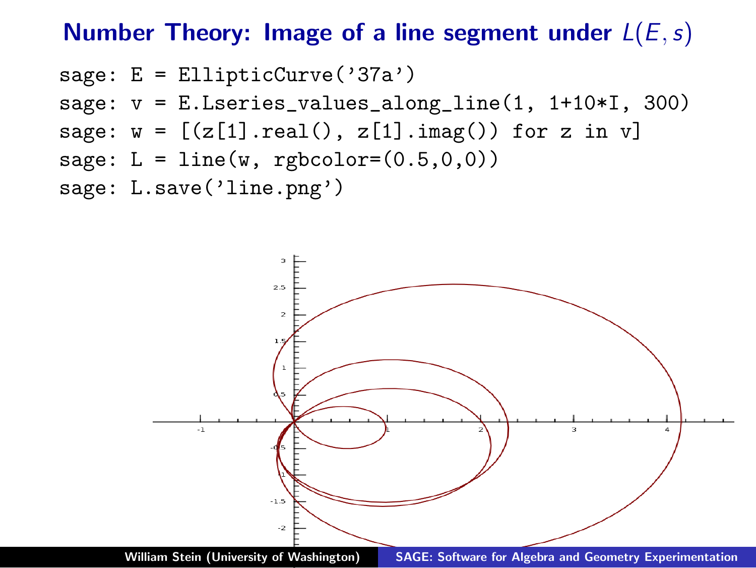# Number Theory: Image of a line segment under $L(E, s)$

```
sage: E = EllipticCurve('37a')
sage: v = E.Lseries_values_along_line(1, 1+10*I, 300)
sage: w = [(z[1].real(), z[1].imag()) for z in v]
sage: L = line(w, rgbcolor=(0.5,0,0))
sage: L.save('line.png')
```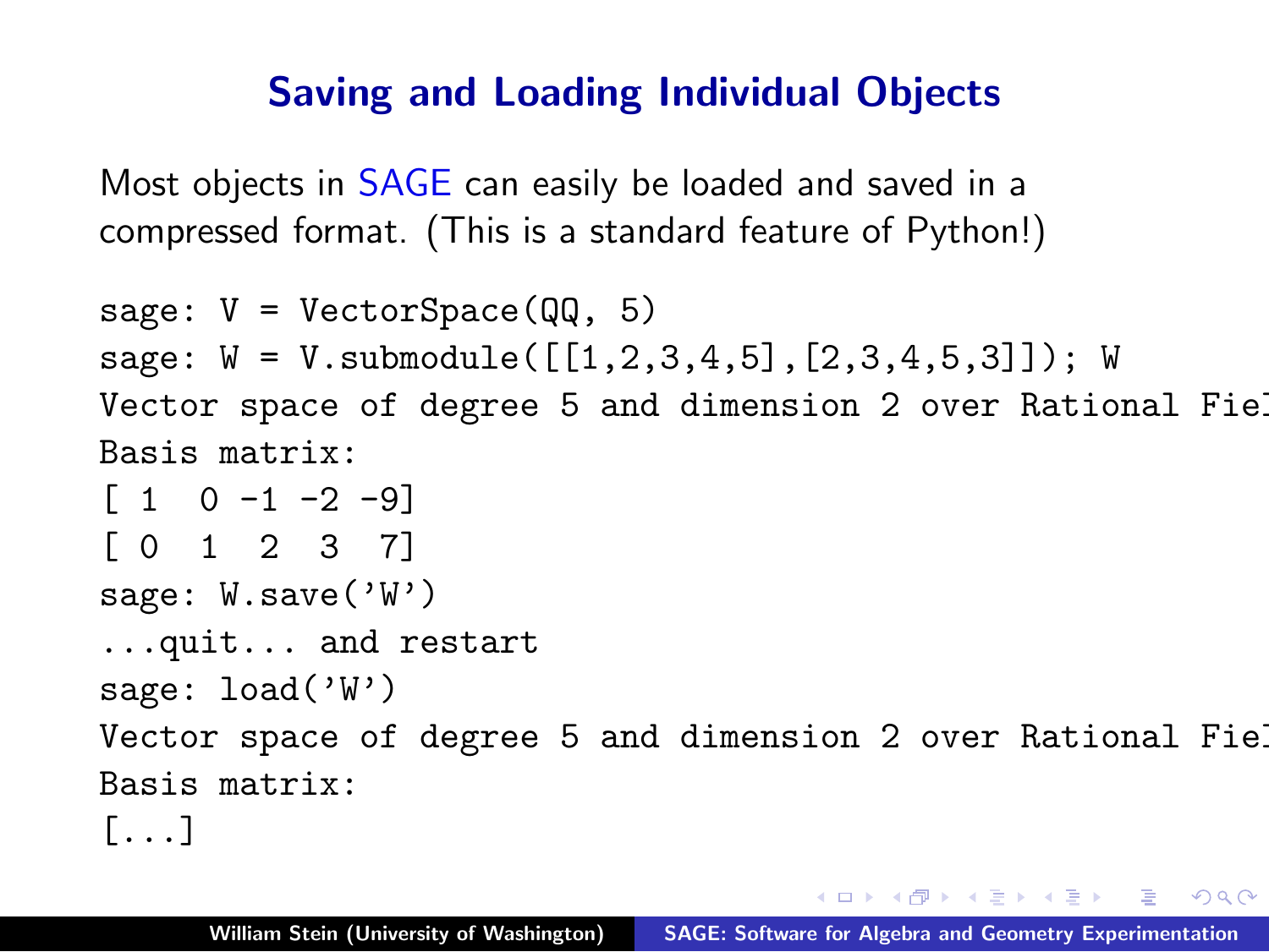## Saving and Loading Individual Objects

Most objects in SAGE can easily be loaded and saved in a compressed format. (This is a standard feature of Python!)

```
sage: V = VectorSpace(QQ, 5)
sage: W = V.submodule([[1,2,3,4,5],[2,3,4,5,3]]); W
Vector space of degree 5 and dimension 2 over Rational Fiel
Basis matrix:
[ 1  0 -1 -2 -9]
[ 0  1  2  3  7]
sage: W.save('W')
...quit... and restart
sage: load('W')
Vector space of degree 5 and dimension 2 over Rational Fiel
Basis matrix:
[...]
```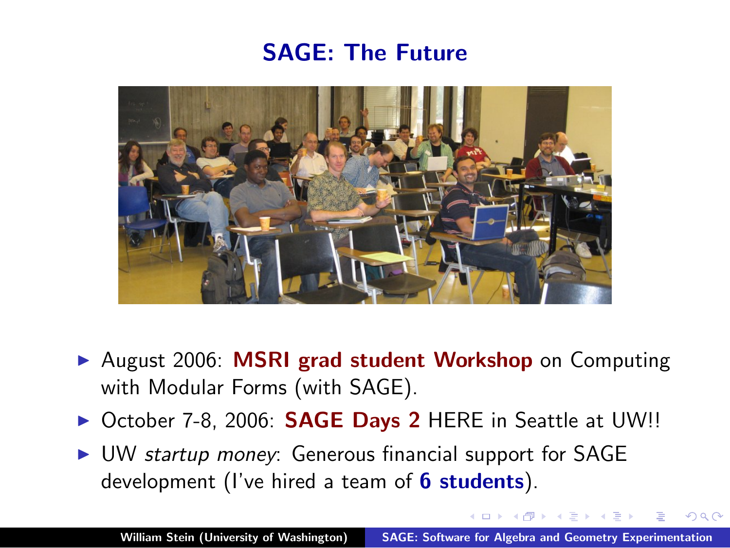## SAGE: The Future

- August 2006: **MSRI grad student Workshop** on Computing with Modular Forms (with SAGE).
- October 7-8, 2006: **SAGE Days 2** HERE in Seattle at UW!!
- UW *startup money*: Generous financial support for SAGE development (I've hired a team of **6 students**).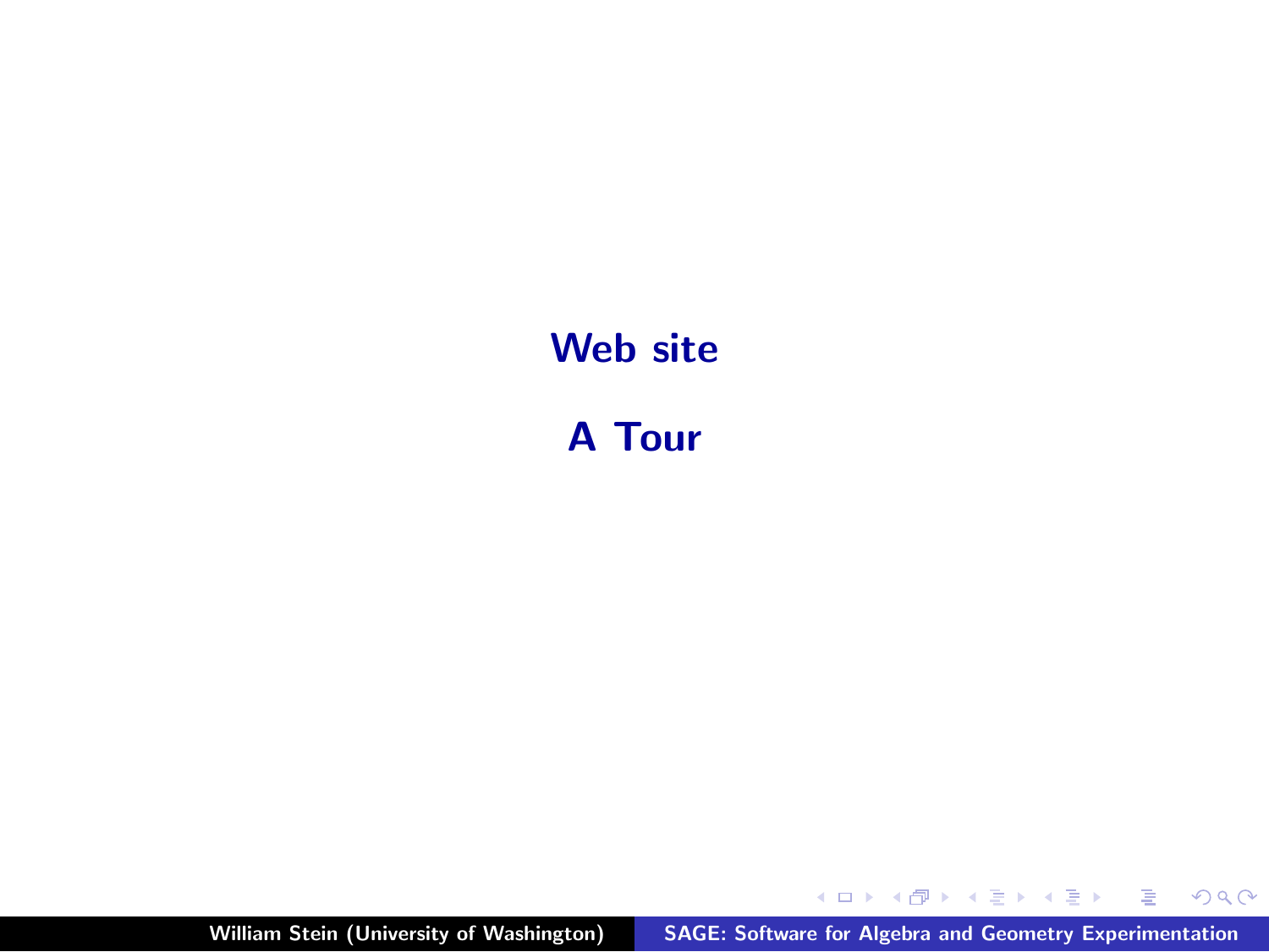# Web site

# A Tour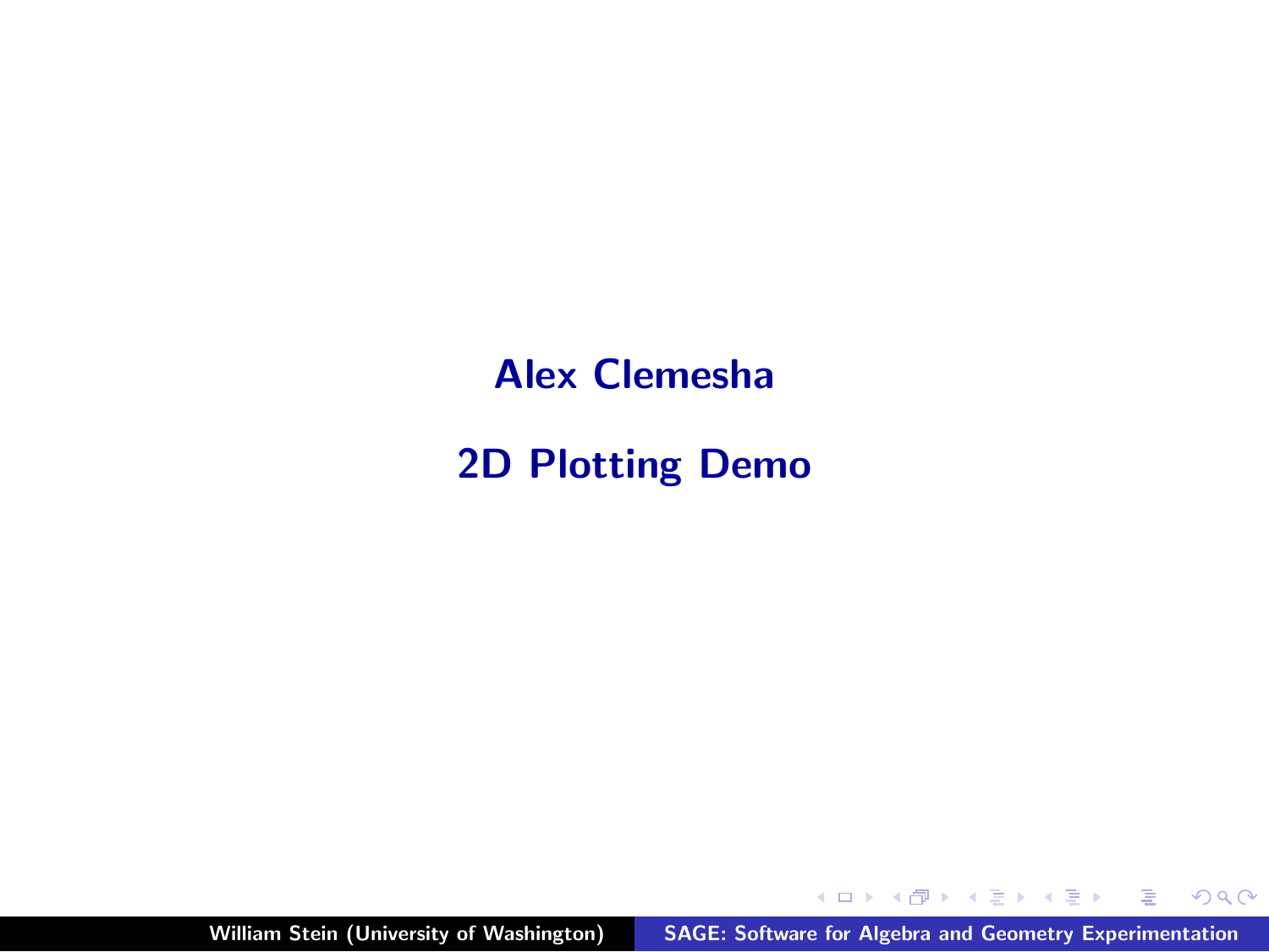**Alex Clemesha**

**2D Plotting Demo**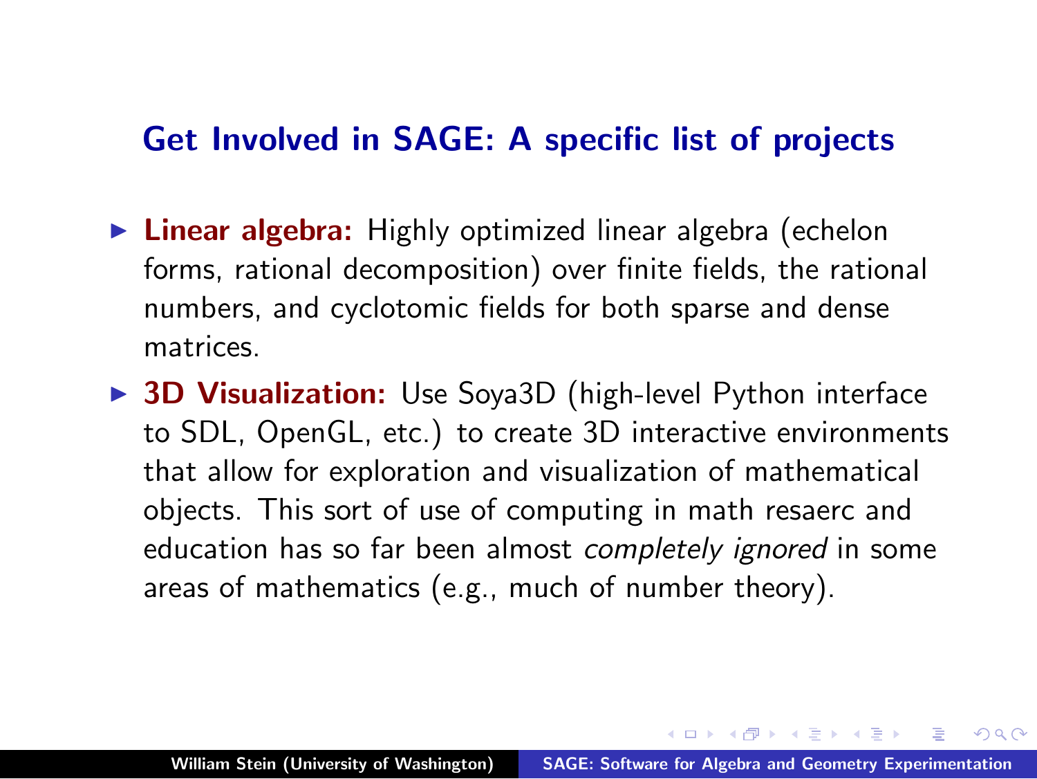## Get Involved in SAGE: A specific list of projects

- **Linear algebra:** Highly optimized linear algebra (echelon forms, rational decomposition) over finite fields, the rational numbers, and cyclotomic fields for both sparse and dense matrices.
- **3D Visualization:** Use Soya3D (high-level Python interface to SDL, OpenGL, etc.) to create 3D interactive environments that allow for exploration and visualization of mathematical objects. This sort of use of computing in math resaerc and education has so far been almost *completely ignored* in some areas of mathematics (e.g., much of number theory).